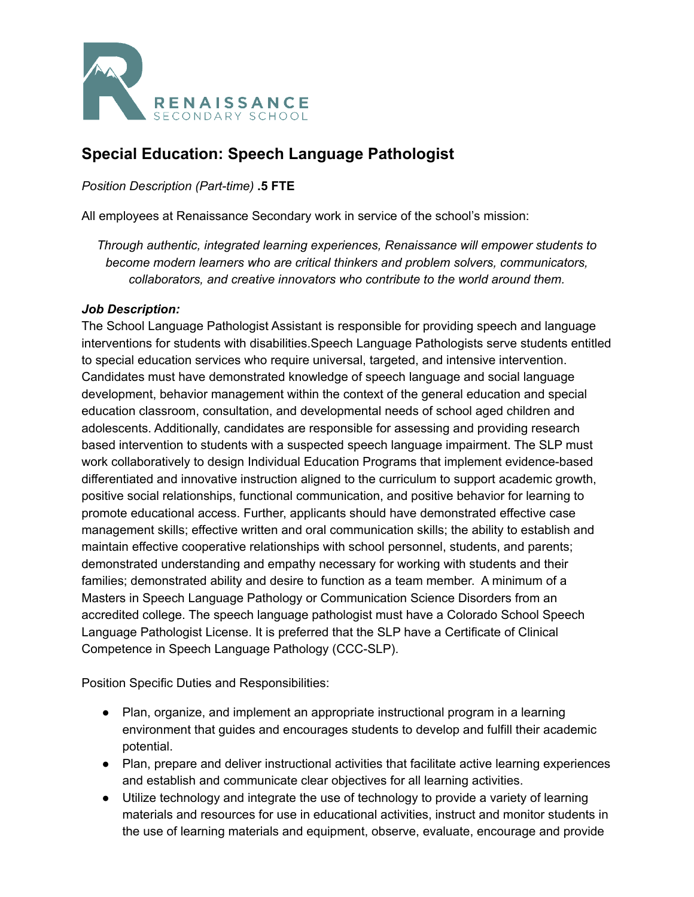RENAISSANCE
SECONDARY SCHOOL

## Special Education: Speech Language Pathologist

*Position Description (Part-time)* **.5 FTE**

All employees at Renaissance Secondary work in service of the school's mission:

*Through authentic, integrated learning experiences, Renaissance will empower students to become modern learners who are critical thinkers and problem solvers, communicators, collaborators, and creative innovators who contribute to the world around them.*

***Job Description:***

The School Language Pathologist Assistant is responsible for providing speech and language interventions for students with disabilities.Speech Language Pathologists serve students entitled to special education services who require universal, targeted, and intensive intervention. Candidates must have demonstrated knowledge of speech language and social language development, behavior management within the context of the general education and special education classroom, consultation, and developmental needs of school aged children and adolescents. Additionally, candidates are responsible for assessing and providing research based intervention to students with a suspected speech language impairment. The SLP must work collaboratively to design Individual Education Programs that implement evidence-based differentiated and innovative instruction aligned to the curriculum to support academic growth, positive social relationships, functional communication, and positive behavior for learning to promote educational access. Further, applicants should have demonstrated effective case management skills; effective written and oral communication skills; the ability to establish and maintain effective cooperative relationships with school personnel, students, and parents; demonstrated understanding and empathy necessary for working with students and their families; demonstrated ability and desire to function as a team member. A minimum of a Masters in Speech Language Pathology or Communication Science Disorders from an accredited college. The speech language pathologist must have a Colorado School Speech Language Pathologist License. It is preferred that the SLP have a Certificate of Clinical Competence in Speech Language Pathology (CCC-SLP).

Position Specific Duties and Responsibilities:

- Plan, organize, and implement an appropriate instructional program in a learning environment that guides and encourages students to develop and fulfill their academic potential.
- Plan, prepare and deliver instructional activities that facilitate active learning experiences and establish and communicate clear objectives for all learning activities.
- Utilize technology and integrate the use of technology to provide a variety of learning materials and resources for use in educational activities, instruct and monitor students in the use of learning materials and equipment, observe, evaluate, encourage and provide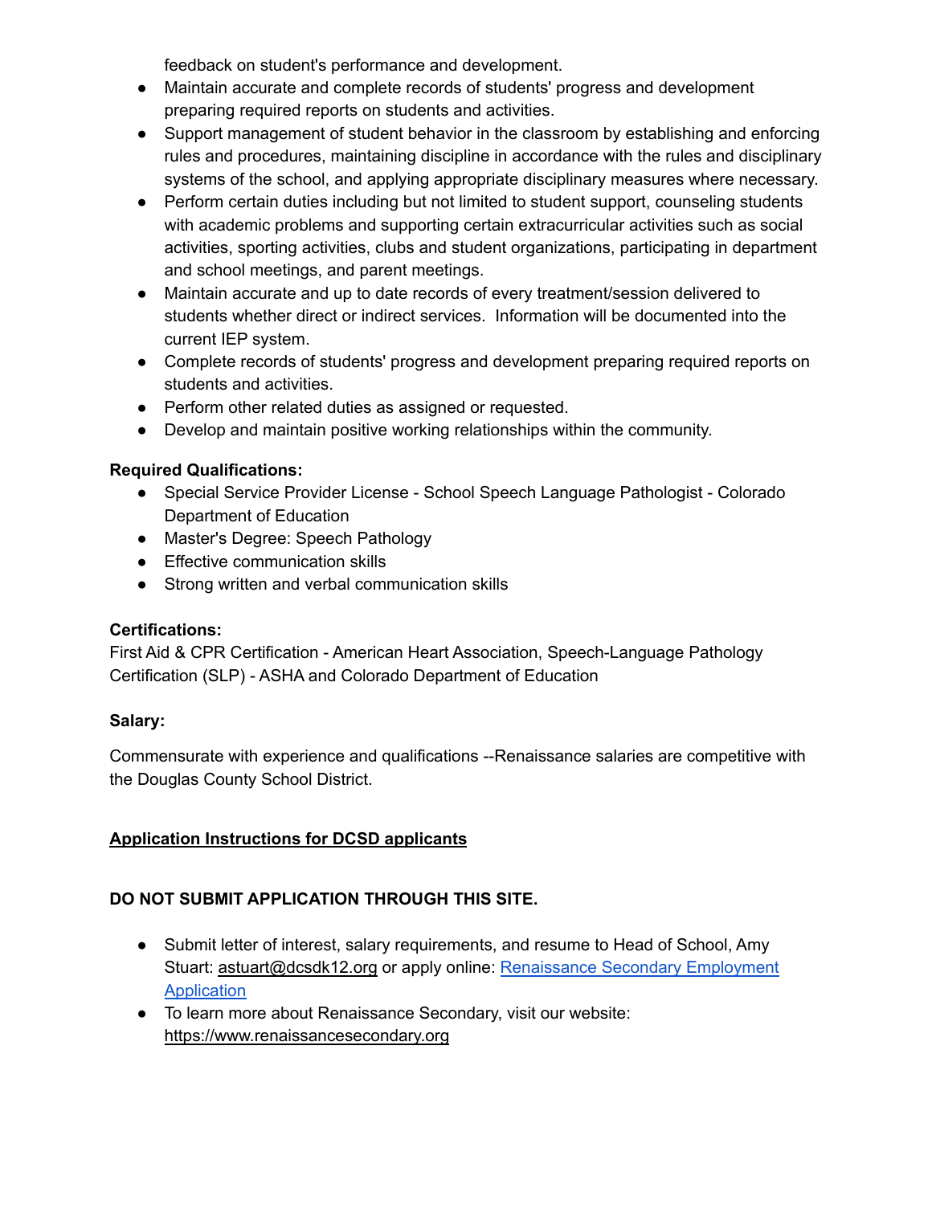feedback on student's performance and development.

- Maintain accurate and complete records of students' progress and development preparing required reports on students and activities.
- Support management of student behavior in the classroom by establishing and enforcing rules and procedures, maintaining discipline in accordance with the rules and disciplinary systems of the school, and applying appropriate disciplinary measures where necessary.
- Perform certain duties including but not limited to student support, counseling students with academic problems and supporting certain extracurricular activities such as social activities, sporting activities, clubs and student organizations, participating in department and school meetings, and parent meetings.
- Maintain accurate and up to date records of every treatment/session delivered to students whether direct or indirect services. Information will be documented into the current IEP system.
- Complete records of students' progress and development preparing required reports on students and activities.
- Perform other related duties as assigned or requested.
- Develop and maintain positive working relationships within the community.

**Required Qualifications:**

- Special Service Provider License - School Speech Language Pathologist - Colorado Department of Education
- Master's Degree: Speech Pathology
- Effective communication skills
- Strong written and verbal communication skills

**Certifications:**

First Aid & CPR Certification - American Heart Association, Speech-Language Pathology Certification (SLP) - ASHA and Colorado Department of Education

**Salary:**

Commensurate with experience and qualifications --Renaissance salaries are competitive with the Douglas County School District.

**<u>Application Instructions for DCSD applicants</u>**

**DO NOT SUBMIT APPLICATION THROUGH THIS SITE.**

- Submit letter of interest, salary requirements, and resume to Head of School, Amy Stuart: astuart@dcsdk12.org or apply online: Renaissance Secondary Employment Application
- To learn more about Renaissance Secondary, visit our website: https://www.renaissancesecondary.org